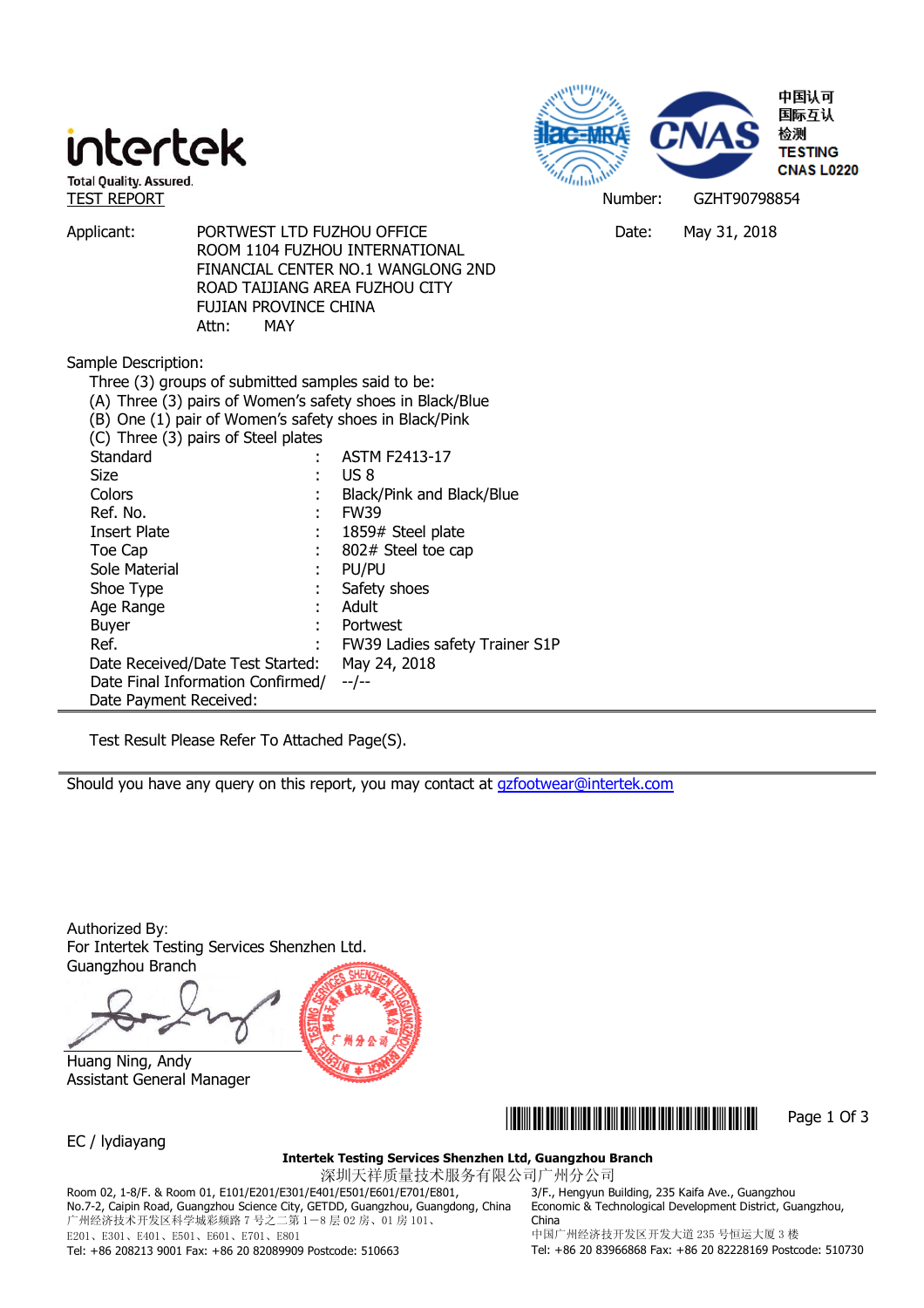intertek

Total Quality. Assured.

中国认可
国际互认
检测
TESTING
CNAS L0220

TEST REPORT

Number: GZHT90798854

Applicant: PORTWEST LTD FUZHOU OFFICE
ROOM 1104 FUZHOU INTERNATIONAL
FINANCIAL CENTER NO.1 WANGLONG 2ND
ROAD TAIJIANG AREA FUZHOU CITY
FUJIAN PROVINCE CHINA
Attn: MAY

Date: May 31, 2018

Sample Description:

Three (3) groups of submitted samples said to be:
(A) Three (3) pairs of Women's safety shoes in Black/Blue
(B) One (1) pair of Women's safety shoes in Black/Pink
(C) Three (3) pairs of Steel plates

| | | |
|---|---|---|
| Standard | : | ASTM F2413-17 |
| Size | : | US 8 |
| Colors | : | Black/Pink and Black/Blue |
| Ref. No. | : | FW39 |
| Insert Plate | : | 1859# Steel plate |
| Toe Cap | : | 802# Steel toe cap |
| Sole Material | : | PU/PU |
| Shoe Type | : | Safety shoes |
| Age Range | : | Adult |
| Buyer | : | Portwest |
| Ref. | : | FW39 Ladies safety Trainer S1P |
| Date Received/Date Test Started: | | May 24, 2018 |
| Date Final Information Confirmed/ Date Payment Received: | | --/-- |

Test Result Please Refer To Attached Page(S).

Should you have any query on this report, you may contact at gzfootwear@intertek.com

Authorized By:
For Intertek Testing Services Shenzhen Ltd.
Guangzhou Branch

Huang Ning, Andy
Assistant General Manager

EC / lydiayang

**Intertek Testing Services Shenzhen Ltd, Guangzhou Branch**
深圳天祥质量技术服务有限公司广州分公司

Room 02, 1-8/F. & Room 01, E101/E201/E301/E401/E501/E601/E701/E801, No.7-2, Caipin Road, Guangzhou Science City, GETDD, Guangzhou, Guangdong, China
广州经济技术开发区科学城彩频路 7 号之二第 1－8 层 02 房、01 房 101、E201、E301、E401、E501、E601、E701、E801
Tel: +86 208213 9001 Fax: +86 20 82089909 Postcode: 510663

3/F., Hengyun Building, 235 Kaifa Ave., Guangzhou Economic & Technological Development District, Guangzhou, China
中国广州经济技开发区开发大道 235 号恒运大厦 3 楼
Tel: +86 20 83966868 Fax: +86 20 82228169 Postcode: 510730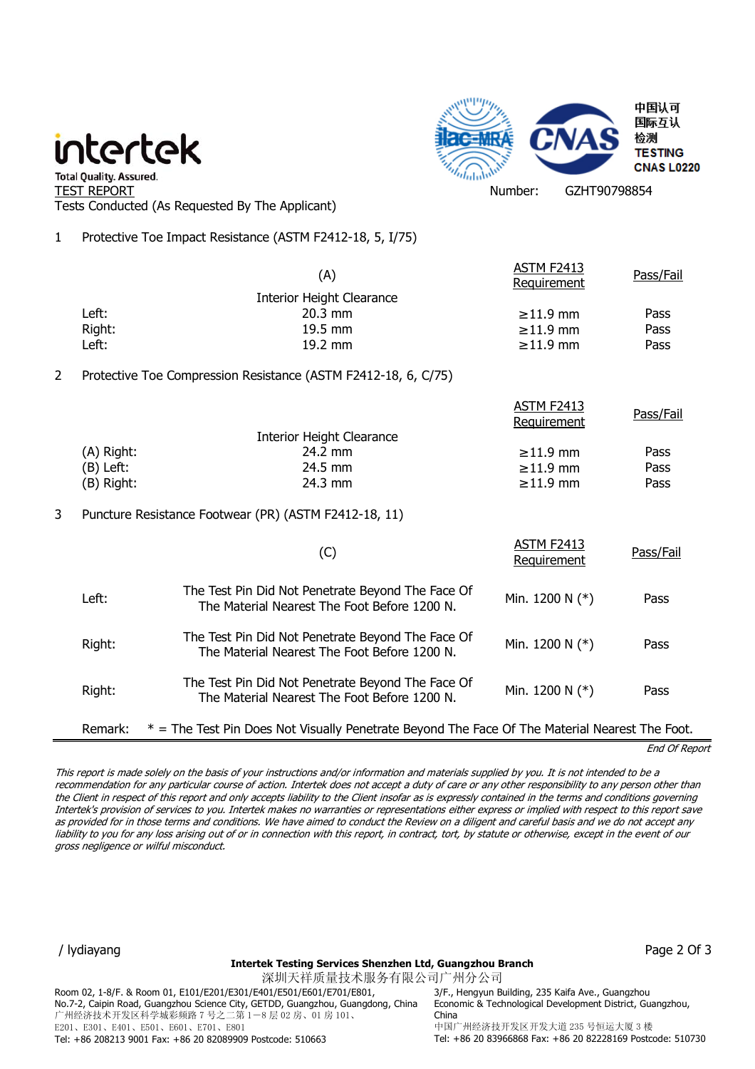intertek
Total Quality. Assured.

中国认可
国际互认
检测
TESTING
CNAS L0220

TEST REPORT

Number: GZHT90798854

Tests Conducted (As Requested By The Applicant)

1 Protective Toe Impact Resistance (ASTM F2412-18, 5, I/75)

| | (A) Interior Height Clearance | ASTM F2413 Requirement | Pass/Fail |
|---|---|---|---|
| Left: | 20.3 mm | ≥11.9 mm | Pass |
| Right: | 19.5 mm | ≥11.9 mm | Pass |
| Left: | 19.2 mm | ≥11.9 mm | Pass |

2 Protective Toe Compression Resistance (ASTM F2412-18, 6, C/75)

| | Interior Height Clearance | ASTM F2413 Requirement | Pass/Fail |
|---|---|---|---|
| (A) Right: | 24.2 mm | ≥11.9 mm | Pass |
| (B) Left: | 24.5 mm | ≥11.9 mm | Pass |
| (B) Right: | 24.3 mm | ≥11.9 mm | Pass |

3 Puncture Resistance Footwear (PR) (ASTM F2412-18, 11)

| | (C) | ASTM F2413 Requirement | Pass/Fail |
|---|---|---|---|
| Left: | The Test Pin Did Not Penetrate Beyond The Face Of The Material Nearest The Foot Before 1200 N. | Min. 1200 N (*) | Pass |
| Right: | The Test Pin Did Not Penetrate Beyond The Face Of The Material Nearest The Foot Before 1200 N. | Min. 1200 N (*) | Pass |
| Right: | The Test Pin Did Not Penetrate Beyond The Face Of The Material Nearest The Foot Before 1200 N. | Min. 1200 N (*) | Pass |

Remark: * = The Test Pin Does Not Visually Penetrate Beyond The Face Of The Material Nearest The Foot.

*End Of Report*

*This report is made solely on the basis of your instructions and/or information and materials supplied by you. It is not intended to be a recommendation for any particular course of action. Intertek does not accept a duty of care or any other responsibility to any person other than the Client in respect of this report and only accepts liability to the Client insofar as is expressly contained in the terms and conditions governing Intertek's provision of services to you. Intertek makes no warranties or representations either express or implied with respect to this report save as provided for in those terms and conditions. We have aimed to conduct the Review on a diligent and careful basis and we do not accept any liability to you for any loss arising out of or in connection with this report, in contract, tort, by statute or otherwise, except in the event of our gross negligence or wilful misconduct.*

/ lydiayang

**Intertek Testing Services Shenzhen Ltd, Guangzhou Branch**
深圳天祥质量技术服务有限公司广州分公司

Room 02, 1-8/F. & Room 01, E101/E201/E301/E401/E501/E601/E701/E801, No.7-2, Caipin Road, Guangzhou Science City, GETDD, Guangzhou, Guangdong, China
广州经济技术开发区科学城彩频路 7 号之二第 1－8 层 02 房、01 房 101、E201、E301、E401、E501、E601、E701、E801
Tel: +86 208213 9001 Fax: +86 20 82089909 Postcode: 510663

3/F., Hengyun Building, 235 Kaifa Ave., Guangzhou Economic & Technological Development District, Guangzhou, China
中国广州经济技开发区开发大道 235 号恒运大厦 3 楼
Tel: +86 20 83966868 Fax: +86 20 82228169 Postcode: 510730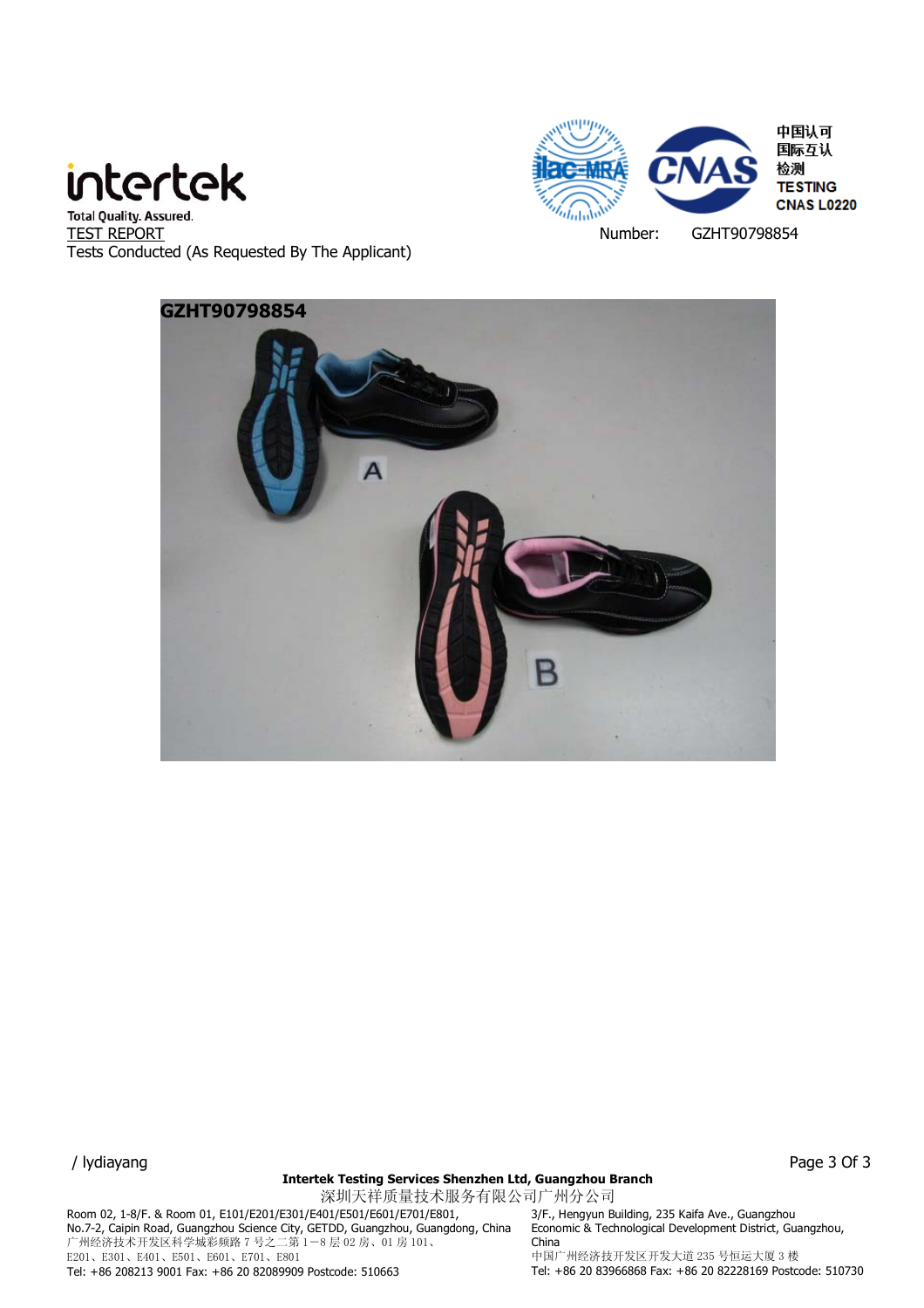**intertek**
Total Quality. Assured.

TEST REPORT

Tests Conducted (As Requested By The Applicant)

中国认可
国际互认
检测
TESTING
CNAS L0220

Number: GZHT90798854

GZHT90798854

A

B

/ lydiayang

**Intertek Testing Services Shenzhen Ltd, Guangzhou Branch**
深圳天祥质量技术服务有限公司广州分公司

Room 02, 1-8/F. & Room 01, E101/E201/E301/E401/E501/E601/E701/E801,
No.7-2, Caipin Road, Guangzhou Science City, GETDD, Guangzhou, Guangdong, China
广州经济技术开发区科学城彩频路 7 号之二第 1—8 层 02 房、01 房 101、
E201、E301、E401、E501、E601、E701、E801
Tel: +86 208213 9001 Fax: +86 20 82089909 Postcode: 510663

3/F., Hengyun Building, 235 Kaifa Ave., Guangzhou
Economic & Technological Development District, Guangzhou,
China
中国广州经济技开发区开发大道 235 号恒运大厦 3 楼
Tel: +86 20 83966868 Fax: +86 20 82228169 Postcode: 510730